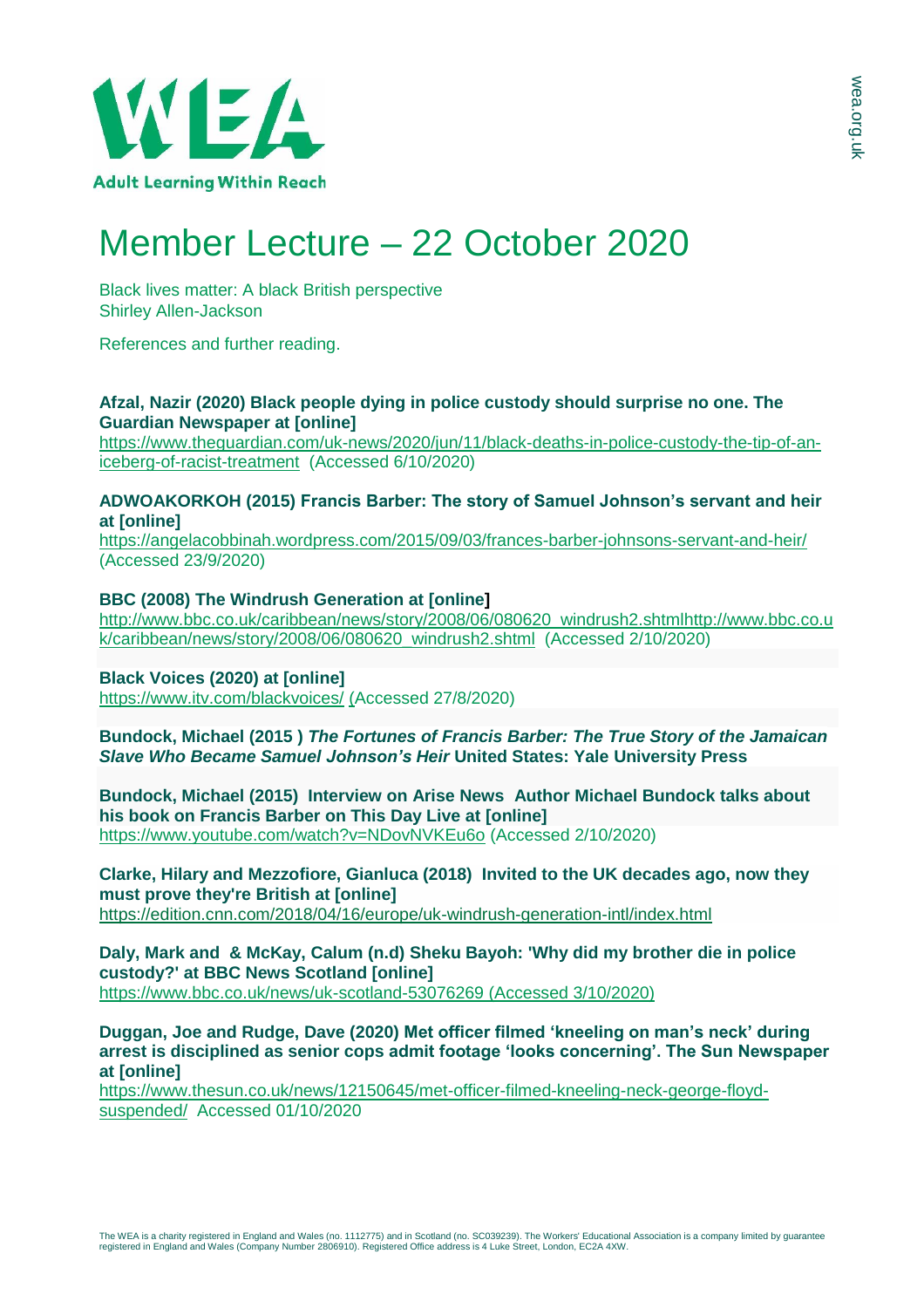# Member Lecture – 22 October 2020

Black lives matter: A black British perspective
Shirley Allen-Jackson

References and further reading.

**Afzal, Nazir (2020) Black people dying in police custody should surprise no one. The Guardian Newspaper at [online]**
https://www.theguardian.com/uk-news/2020/jun/11/black-deaths-in-police-custody-the-tip-of-an-iceberg-of-racist-treatment (Accessed 6/10/2020)

**ADWOAKORKOH (2015) Francis Barber: The story of Samuel Johnson's servant and heir at [online]**
https://angelacobbinah.wordpress.com/2015/09/03/frances-barber-johnsons-servant-and-heir/ (Accessed 23/9/2020)

**BBC (2008) The Windrush Generation at [online]**
http://www.bbc.co.uk/caribbean/news/story/2008/06/080620_windrush2.shtmlhttp://www.bbc.co.uk/caribbean/news/story/2008/06/080620_windrush2.shtml (Accessed 2/10/2020)

**Black Voices (2020) at [online]**
https://www.itv.com/blackvoices/ (Accessed 27/8/2020)

**Bundock, Michael (2015 ) *The Fortunes of Francis Barber: The True Story of the Jamaican Slave Who Became Samuel Johnson's Heir* United States: Yale University Press**

**Bundock, Michael (2015) Interview on Arise News Author Michael Bundock talks about his book on Francis Barber on This Day Live at [online]**
https://www.youtube.com/watch?v=NDovNVKEu6o (Accessed 2/10/2020)

**Clarke, Hilary and Mezzofiore, Gianluca (2018) Invited to the UK decades ago, now they must prove they're British at [online]**
https://edition.cnn.com/2018/04/16/europe/uk-windrush-generation-intl/index.html

**Daly, Mark and & McKay, Calum (n.d) Sheku Bayoh: 'Why did my brother die in police custody?' at BBC News Scotland [online]**
https://www.bbc.co.uk/news/uk-scotland-53076269 (Accessed 3/10/2020)

**Duggan, Joe and Rudge, Dave (2020) Met officer filmed 'kneeling on man's neck' during arrest is disciplined as senior cops admit footage 'looks concerning'. The Sun Newspaper at [online]**
https://www.thesun.co.uk/news/12150645/met-officer-filmed-kneeling-neck-george-floyd-suspended/ Accessed 01/10/2020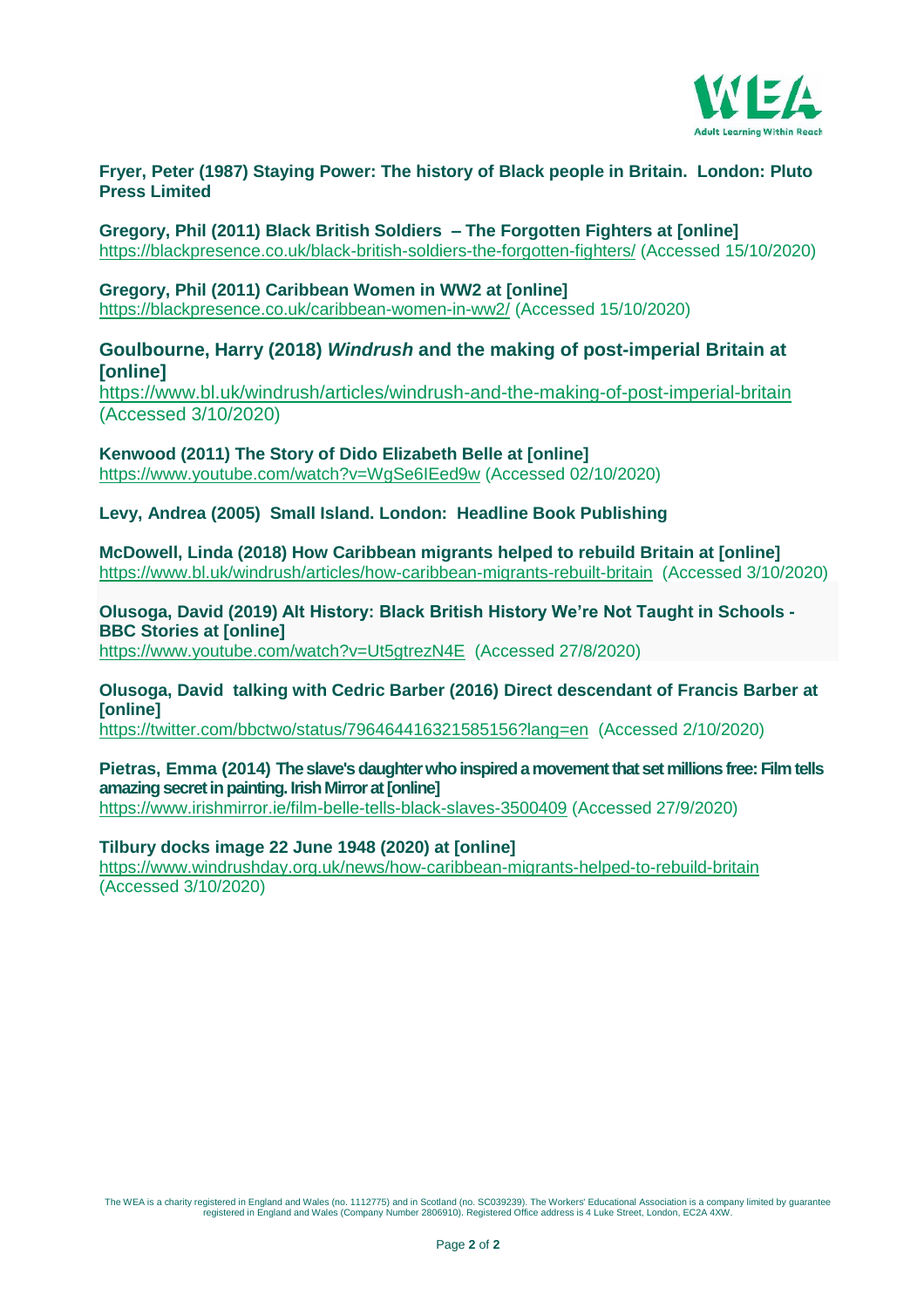**Fryer, Peter (1987) Staying Power: The history of Black people in Britain. London: Pluto Press Limited**

**Gregory, Phil (2011) Black British Soldiers – The Forgotten Fighters at [online]**
https://blackpresence.co.uk/black-british-soldiers-the-forgotten-fighters/ (Accessed 15/10/2020)

**Gregory, Phil (2011) Caribbean Women in WW2 at [online]**
https://blackpresence.co.uk/caribbean-women-in-ww2/ (Accessed 15/10/2020)

**Goulbourne, Harry (2018) *Windrush* and the making of post-imperial Britain at [online]**
https://www.bl.uk/windrush/articles/windrush-and-the-making-of-post-imperial-britain (Accessed 3/10/2020)

**Kenwood (2011) The Story of Dido Elizabeth Belle at [online]**
https://www.youtube.com/watch?v=WgSe6IEed9w (Accessed 02/10/2020)

**Levy, Andrea (2005) Small Island. London: Headline Book Publishing**

**McDowell, Linda (2018) How Caribbean migrants helped to rebuild Britain at [online]**
https://www.bl.uk/windrush/articles/how-caribbean-migrants-rebuilt-britain (Accessed 3/10/2020)

**Olusoga, David (2019) Alt History: Black British History We're Not Taught in Schools - BBC Stories at [online]**
https://www.youtube.com/watch?v=Ut5gtrezN4E (Accessed 27/8/2020)

**Olusoga, David talking with Cedric Barber (2016) Direct descendant of Francis Barber at [online]**
https://twitter.com/bbctwo/status/796464416321585156?lang=en (Accessed 2/10/2020)

**Pietras, Emma (2014) The slave's daughter who inspired a movement that set millions free: Film tells amazing secret in painting. Irish Mirror at [online]**
https://www.irishmirror.ie/film-belle-tells-black-slaves-3500409 (Accessed 27/9/2020)

**Tilbury docks image 22 June 1948 (2020) at [online]**
https://www.windrushday.org.uk/news/how-caribbean-migrants-helped-to-rebuild-britain (Accessed 3/10/2020)